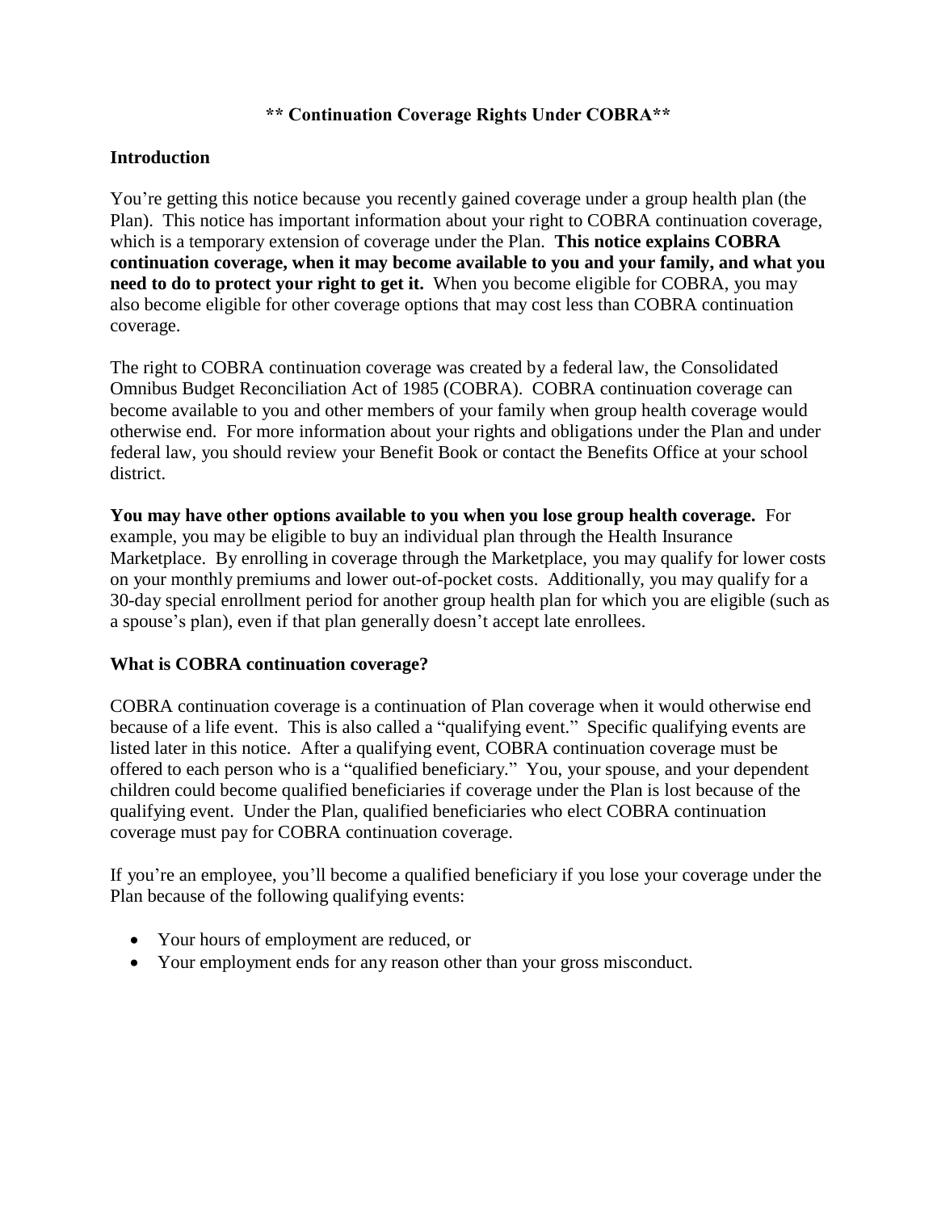# ** Continuation Coverage Rights Under COBRA**

## Introduction

You're getting this notice because you recently gained coverage under a group health plan (the Plan). This notice has important information about your right to COBRA continuation coverage, which is a temporary extension of coverage under the Plan. **This notice explains COBRA continuation coverage, when it may become available to you and your family, and what you need to do to protect your right to get it.** When you become eligible for COBRA, you may also become eligible for other coverage options that may cost less than COBRA continuation coverage.

The right to COBRA continuation coverage was created by a federal law, the Consolidated Omnibus Budget Reconciliation Act of 1985 (COBRA). COBRA continuation coverage can become available to you and other members of your family when group health coverage would otherwise end. For more information about your rights and obligations under the Plan and under federal law, you should review your Benefit Book or contact the Benefits Office at your school district.

**You may have other options available to you when you lose group health coverage.** For example, you may be eligible to buy an individual plan through the Health Insurance Marketplace. By enrolling in coverage through the Marketplace, you may qualify for lower costs on your monthly premiums and lower out-of-pocket costs. Additionally, you may qualify for a 30-day special enrollment period for another group health plan for which you are eligible (such as a spouse's plan), even if that plan generally doesn't accept late enrollees.

## What is COBRA continuation coverage?

COBRA continuation coverage is a continuation of Plan coverage when it would otherwise end because of a life event. This is also called a "qualifying event." Specific qualifying events are listed later in this notice. After a qualifying event, COBRA continuation coverage must be offered to each person who is a "qualified beneficiary." You, your spouse, and your dependent children could become qualified beneficiaries if coverage under the Plan is lost because of the qualifying event. Under the Plan, qualified beneficiaries who elect COBRA continuation coverage must pay for COBRA continuation coverage.

If you're an employee, you'll become a qualified beneficiary if you lose your coverage under the Plan because of the following qualifying events:

- Your hours of employment are reduced, or
- Your employment ends for any reason other than your gross misconduct.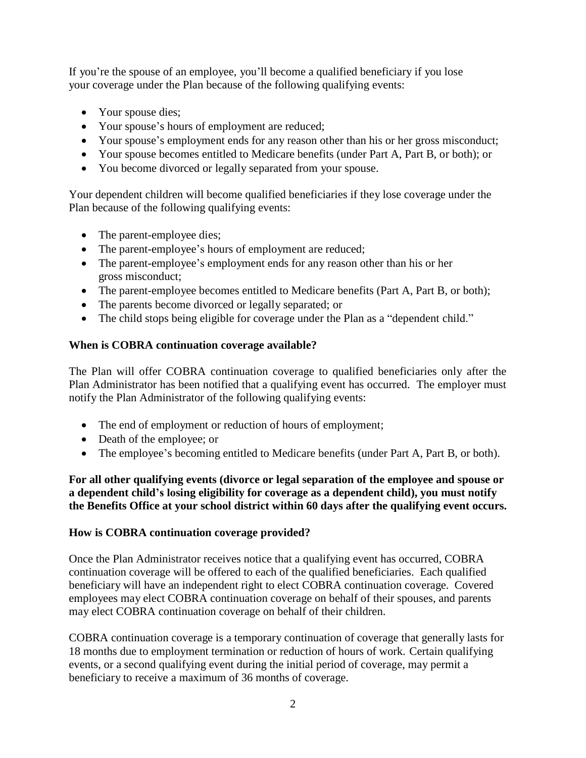If you're the spouse of an employee, you'll become a qualified beneficiary if you lose your coverage under the Plan because of the following qualifying events:

- Your spouse dies;
- Your spouse's hours of employment are reduced;
- Your spouse's employment ends for any reason other than his or her gross misconduct;
- Your spouse becomes entitled to Medicare benefits (under Part A, Part B, or both); or
- You become divorced or legally separated from your spouse.

Your dependent children will become qualified beneficiaries if they lose coverage under the Plan because of the following qualifying events:

- The parent-employee dies;
- The parent-employee's hours of employment are reduced;
- The parent-employee's employment ends for any reason other than his or her gross misconduct;
- The parent-employee becomes entitled to Medicare benefits (Part A, Part B, or both);
- The parents become divorced or legally separated; or
- The child stops being eligible for coverage under the Plan as a "dependent child."

**When is COBRA continuation coverage available?**

The Plan will offer COBRA continuation coverage to qualified beneficiaries only after the Plan Administrator has been notified that a qualifying event has occurred. The employer must notify the Plan Administrator of the following qualifying events:

- The end of employment or reduction of hours of employment;
- Death of the employee; or
- The employee's becoming entitled to Medicare benefits (under Part A, Part B, or both).

**For all other qualifying events (divorce or legal separation of the employee and spouse or a dependent child's losing eligibility for coverage as a dependent child), you must notify the Benefits Office at your school district within 60 days after the qualifying event occurs.**

**How is COBRA continuation coverage provided?**

Once the Plan Administrator receives notice that a qualifying event has occurred, COBRA continuation coverage will be offered to each of the qualified beneficiaries. Each qualified beneficiary will have an independent right to elect COBRA continuation coverage. Covered employees may elect COBRA continuation coverage on behalf of their spouses, and parents may elect COBRA continuation coverage on behalf of their children.

COBRA continuation coverage is a temporary continuation of coverage that generally lasts for 18 months due to employment termination or reduction of hours of work. Certain qualifying events, or a second qualifying event during the initial period of coverage, may permit a beneficiary to receive a maximum of 36 months of coverage.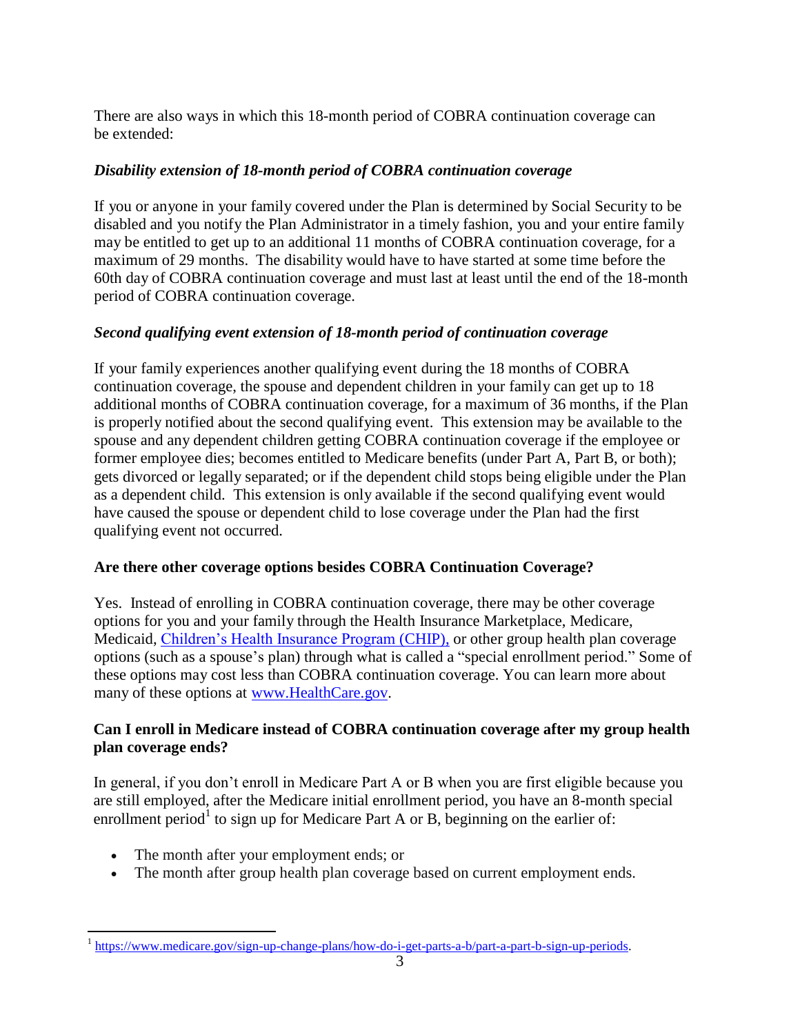There are also ways in which this 18-month period of COBRA continuation coverage can be extended:

### *Disability extension of 18-month period of COBRA continuation coverage*

If you or anyone in your family covered under the Plan is determined by Social Security to be disabled and you notify the Plan Administrator in a timely fashion, you and your entire family may be entitled to get up to an additional 11 months of COBRA continuation coverage, for a maximum of 29 months. The disability would have to have started at some time before the 60th day of COBRA continuation coverage and must last at least until the end of the 18-month period of COBRA continuation coverage.

### *Second qualifying event extension of 18-month period of continuation coverage*

If your family experiences another qualifying event during the 18 months of COBRA continuation coverage, the spouse and dependent children in your family can get up to 18 additional months of COBRA continuation coverage, for a maximum of 36 months, if the Plan is properly notified about the second qualifying event. This extension may be available to the spouse and any dependent children getting COBRA continuation coverage if the employee or former employee dies; becomes entitled to Medicare benefits (under Part A, Part B, or both); gets divorced or legally separated; or if the dependent child stops being eligible under the Plan as a dependent child. This extension is only available if the second qualifying event would have caused the spouse or dependent child to lose coverage under the Plan had the first qualifying event not occurred.

## **Are there other coverage options besides COBRA Continuation Coverage?**

Yes. Instead of enrolling in COBRA continuation coverage, there may be other coverage options for you and your family through the Health Insurance Marketplace, Medicare, Medicaid, Children's Health Insurance Program (CHIP), or other group health plan coverage options (such as a spouse's plan) through what is called a "special enrollment period." Some of these options may cost less than COBRA continuation coverage. You can learn more about many of these options at www.HealthCare.gov.

## **Can I enroll in Medicare instead of COBRA continuation coverage after my group health plan coverage ends?**

In general, if you don't enroll in Medicare Part A or B when you are first eligible because you are still employed, after the Medicare initial enrollment period, you have an 8-month special enrollment period[1] to sign up for Medicare Part A or B, beginning on the earlier of:

- The month after your employment ends; or
- The month after group health plan coverage based on current employment ends.

[1] https://www.medicare.gov/sign-up-change-plans/how-do-i-get-parts-a-b/part-a-part-b-sign-up-periods.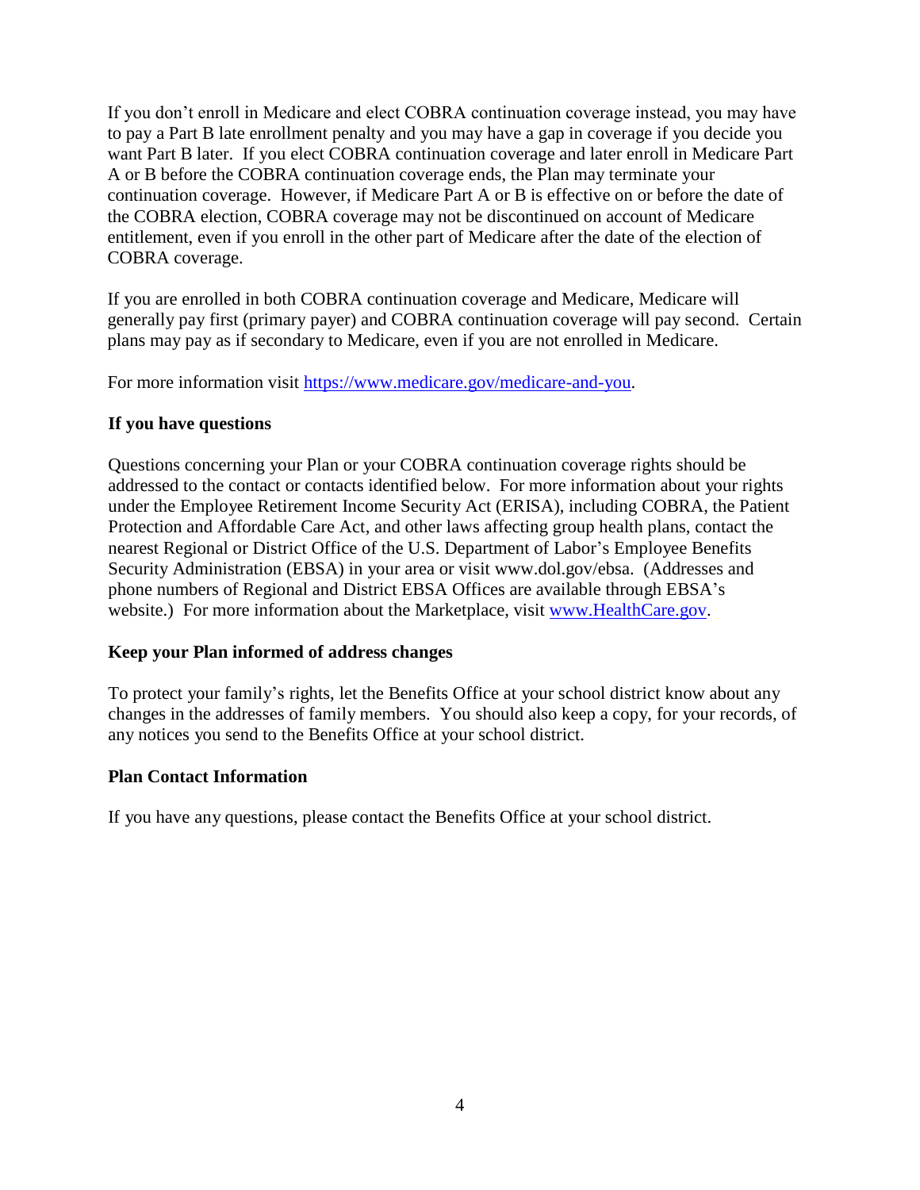If you don't enroll in Medicare and elect COBRA continuation coverage instead, you may have to pay a Part B late enrollment penalty and you may have a gap in coverage if you decide you want Part B later. If you elect COBRA continuation coverage and later enroll in Medicare Part A or B before the COBRA continuation coverage ends, the Plan may terminate your continuation coverage. However, if Medicare Part A or B is effective on or before the date of the COBRA election, COBRA coverage may not be discontinued on account of Medicare entitlement, even if you enroll in the other part of Medicare after the date of the election of COBRA coverage.

If you are enrolled in both COBRA continuation coverage and Medicare, Medicare will generally pay first (primary payer) and COBRA continuation coverage will pay second. Certain plans may pay as if secondary to Medicare, even if you are not enrolled in Medicare.

For more information visit [https://www.medicare.gov/medicare-and-you](https://www.medicare.gov/medicare-and-you).

### If you have questions

Questions concerning your Plan or your COBRA continuation coverage rights should be addressed to the contact or contacts identified below. For more information about your rights under the Employee Retirement Income Security Act (ERISA), including COBRA, the Patient Protection and Affordable Care Act, and other laws affecting group health plans, contact the nearest Regional or District Office of the U.S. Department of Labor's Employee Benefits Security Administration (EBSA) in your area or visit www.dol.gov/ebsa. (Addresses and phone numbers of Regional and District EBSA Offices are available through EBSA's website.) For more information about the Marketplace, visit [www.HealthCare.gov](www.HealthCare.gov).

### Keep your Plan informed of address changes

To protect your family's rights, let the Benefits Office at your school district know about any changes in the addresses of family members. You should also keep a copy, for your records, of any notices you send to the Benefits Office at your school district.

### Plan Contact Information

If you have any questions, please contact the Benefits Office at your school district.